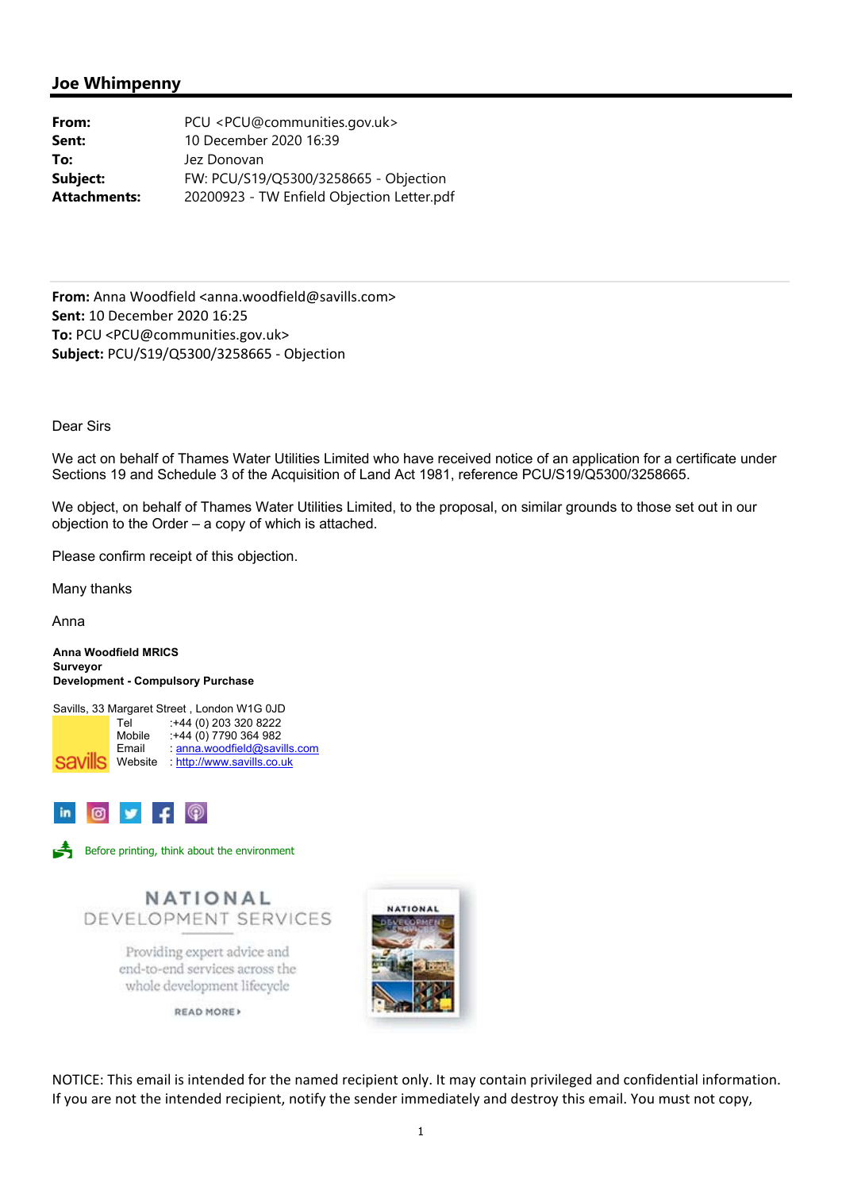## Joe Whimpenny

| | |
|---|---|
| **From:** | PCU <PCU@communities.gov.uk> |
| **Sent:** | 10 December 2020 16:39 |
| **To:** | Jez Donovan |
| **Subject:** | FW: PCU/S19/Q5300/3258665 - Objection |
| **Attachments:** | 20200923 - TW Enfield Objection Letter.pdf |

---

**From:** Anna Woodfield <anna.woodfield@savills.com>
**Sent:** 10 December 2020 16:25
**To:** PCU <PCU@communities.gov.uk>
**Subject:** PCU/S19/Q5300/3258665 - Objection

Dear Sirs

We act on behalf of Thames Water Utilities Limited who have received notice of an application for a certificate under Sections 19 and Schedule 3 of the Acquisition of Land Act 1981, reference PCU/S19/Q5300/3258665.

We object, on behalf of Thames Water Utilities Limited, to the proposal, on similar grounds to those set out in our objection to the Order – a copy of which is attached.

Please confirm receipt of this objection.

Many thanks

Anna

**Anna Woodfield MRICS**
**Surveyor**
**Development - Compulsory Purchase**

Savills, 33 Margaret Street , London W1G 0JD

| | |
|---|---|
| Tel | :+44 (0) 203 320 8222 |
| Mobile | :+44 (0) 7790 364 982 |
| Email | : anna.woodfield@savills.com |
| Website | : http://www.savills.co.uk |

Before printing, think about the environment

NATIONAL DEVELOPMENT SERVICES

Providing expert advice and end-to-end services across the whole development lifecycle

READ MORE ›

NOTICE: This email is intended for the named recipient only. It may contain privileged and confidential information. If you are not the intended recipient, notify the sender immediately and destroy this email. You must not copy,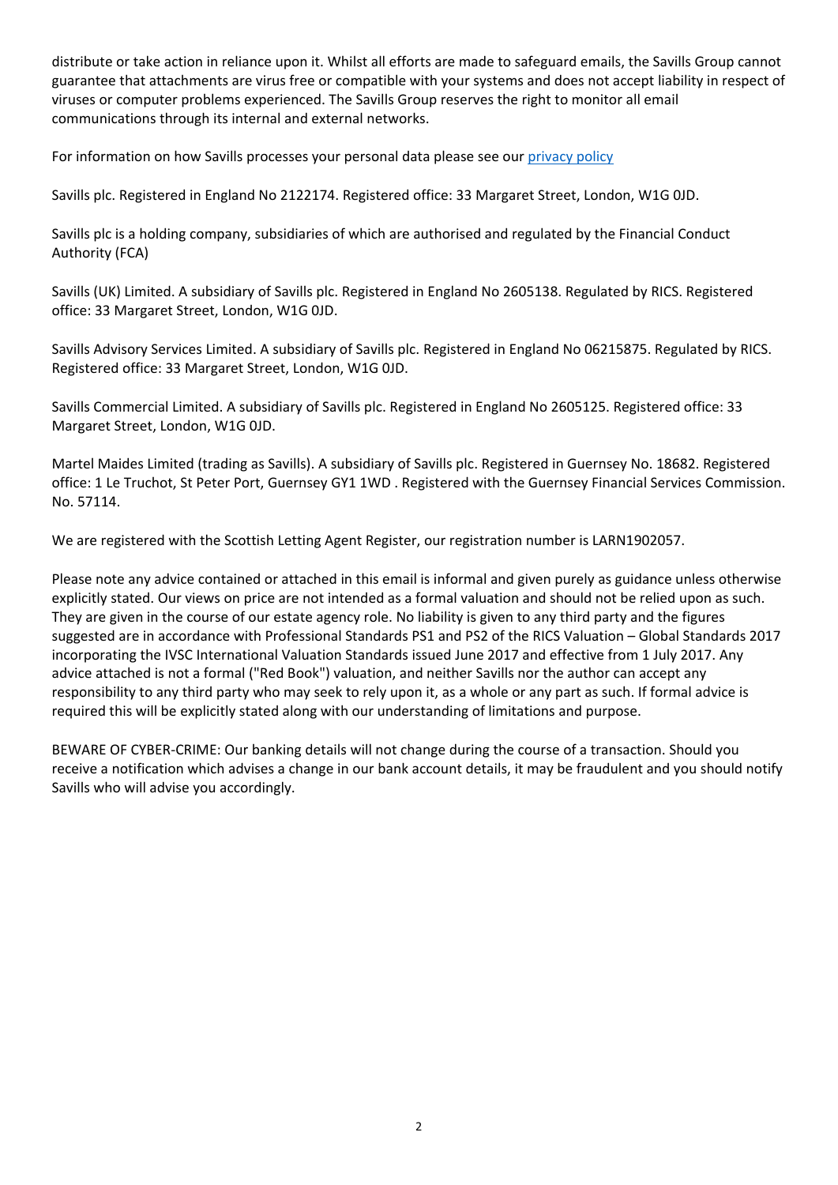distribute or take action in reliance upon it. Whilst all efforts are made to safeguard emails, the Savills Group cannot guarantee that attachments are virus free or compatible with your systems and does not accept liability in respect of viruses or computer problems experienced. The Savills Group reserves the right to monitor all email communications through its internal and external networks.

For information on how Savills processes your personal data please see our [privacy policy]

Savills plc. Registered in England No 2122174. Registered office: 33 Margaret Street, London, W1G 0JD.

Savills plc is a holding company, subsidiaries of which are authorised and regulated by the Financial Conduct Authority (FCA)

Savills (UK) Limited. A subsidiary of Savills plc. Registered in England No 2605138. Regulated by RICS. Registered office: 33 Margaret Street, London, W1G 0JD.

Savills Advisory Services Limited. A subsidiary of Savills plc. Registered in England No 06215875. Regulated by RICS. Registered office: 33 Margaret Street, London, W1G 0JD.

Savills Commercial Limited. A subsidiary of Savills plc. Registered in England No 2605125. Registered office: 33 Margaret Street, London, W1G 0JD.

Martel Maides Limited (trading as Savills). A subsidiary of Savills plc. Registered in Guernsey No. 18682. Registered office: 1 Le Truchot, St Peter Port, Guernsey GY1 1WD . Registered with the Guernsey Financial Services Commission. No. 57114.

We are registered with the Scottish Letting Agent Register, our registration number is LARN1902057.

Please note any advice contained or attached in this email is informal and given purely as guidance unless otherwise explicitly stated. Our views on price are not intended as a formal valuation and should not be relied upon as such. They are given in the course of our estate agency role. No liability is given to any third party and the figures suggested are in accordance with Professional Standards PS1 and PS2 of the RICS Valuation – Global Standards 2017 incorporating the IVSC International Valuation Standards issued June 2017 and effective from 1 July 2017. Any advice attached is not a formal ("Red Book") valuation, and neither Savills nor the author can accept any responsibility to any third party who may seek to rely upon it, as a whole or any part as such. If formal advice is required this will be explicitly stated along with our understanding of limitations and purpose.

BEWARE OF CYBER-CRIME: Our banking details will not change during the course of a transaction. Should you receive a notification which advises a change in our bank account details, it may be fraudulent and you should notify Savills who will advise you accordingly.